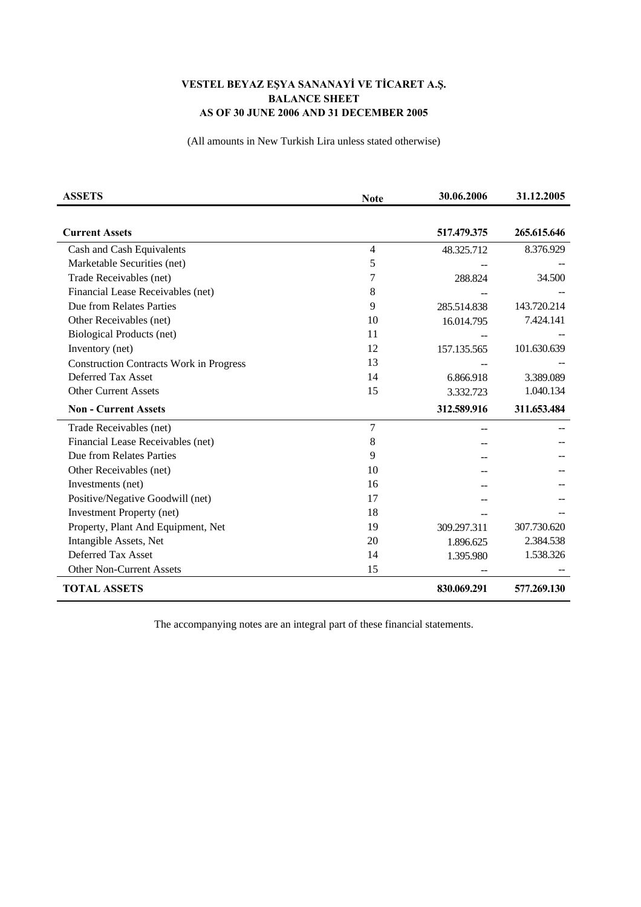**VESTEL BEYAZ EŞYA SANANAYİ VE TİCARET A.Ş.**
**BALANCE SHEET**
**AS OF 30 JUNE 2006 AND 31 DECEMBER 2005**

(All amounts in New Turkish Lira unless stated otherwise)

| **ASSETS** | **Note** | **30.06.2006** | **31.12.2005** |
|---|---|---|---|
| **Current Assets** | | **517.479.375** | **265.615.646** |
| Cash and Cash Equivalents | 4 | 48.325.712 | 8.376.929 |
| Marketable Securities (net) | 5 | -- | -- |
| Trade Receivables (net) | 7 | 288.824 | 34.500 |
| Financial Lease Receivables (net) | 8 | -- | -- |
| Due from Relates Parties | 9 | 285.514.838 | 143.720.214 |
| Other Receivables (net) | 10 | 16.014.795 | 7.424.141 |
| Biological Products (net) | 11 | -- | -- |
| Inventory (net) | 12 | 157.135.565 | 101.630.639 |
| Construction Contracts Work in Progress | 13 | -- | -- |
| Deferred Tax Asset | 14 | 6.866.918 | 3.389.089 |
| Other Current Assets | 15 | 3.332.723 | 1.040.134 |
| **Non - Current Assets** | | **312.589.916** | **311.653.484** |
| Trade Receivables (net) | 7 | -- | -- |
| Financial Lease Receivables (net) | 8 | -- | -- |
| Due from Relates Parties | 9 | -- | -- |
| Other Receivables (net) | 10 | -- | -- |
| Investments (net) | 16 | -- | -- |
| Positive/Negative Goodwill (net) | 17 | -- | -- |
| Investment Property (net) | 18 | -- | -- |
| Property, Plant And Equipment, Net | 19 | 309.297.311 | 307.730.620 |
| Intangible Assets, Net | 20 | 1.896.625 | 2.384.538 |
| Deferred Tax Asset | 14 | 1.395.980 | 1.538.326 |
| Other Non-Current Assets | 15 | -- | -- |
| **TOTAL ASSETS** | | **830.069.291** | **577.269.130** |

The accompanying notes are an integral part of these financial statements.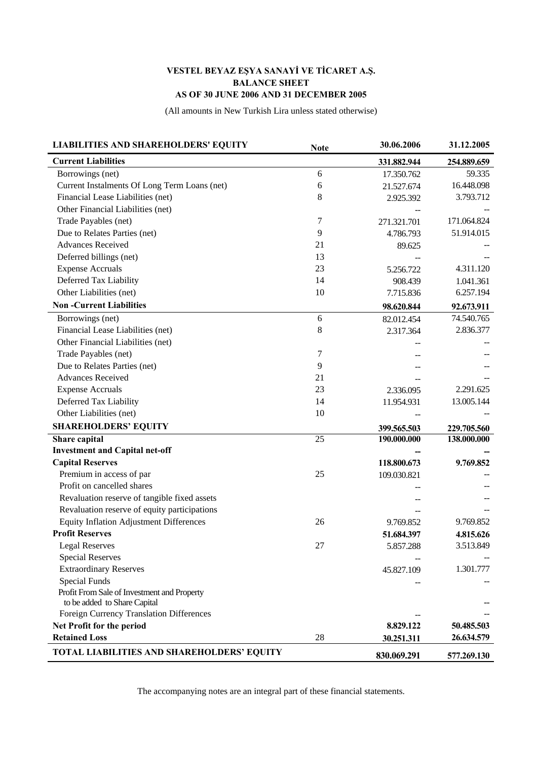**VESTEL BEYAZ EŞYA SANAYİ VE TİCARET A.Ş.**
**BALANCE SHEET**
**AS OF 30 JUNE 2006 AND 31 DECEMBER 2005**

(All amounts in New Turkish Lira unless stated otherwise)

| LIABILITIES AND SHAREHOLDERS' EQUITY | Note | 30.06.2006 | 31.12.2005 |
|---|---|---|---|
| **Current Liabilities** | | **331.882.944** | **254.889.659** |
| Borrowings (net) | 6 | 17.350.762 | 59.335 |
| Current Instalments Of Long Term Loans (net) | 6 | 21.527.674 | 16.448.098 |
| Financial Lease Liabilities (net) | 8 | 2.925.392 | 3.793.712 |
| Other Financial Liabilities (net) | | -- | -- |
| Trade Payables (net) | 7 | 271.321.701 | 171.064.824 |
| Due to Relates Parties (net) | 9 | 4.786.793 | 51.914.015 |
| Advances Received | 21 | 89.625 | -- |
| Deferred billings (net) | 13 | -- | -- |
| Expense Accruals | 23 | 5.256.722 | 4.311.120 |
| Deferred Tax Liability | 14 | 908.439 | 1.041.361 |
| Other Liabilities (net) | 10 | 7.715.836 | 6.257.194 |
| **Non -Current Liabilities** | | **98.620.844** | **92.673.911** |
| Borrowings (net) | 6 | 82.012.454 | 74.540.765 |
| Financial Lease Liabilities (net) | 8 | 2.317.364 | 2.836.377 |
| Other Financial Liabilities (net) | | -- | -- |
| Trade Payables (net) | 7 | -- | -- |
| Due to Relates Parties (net) | 9 | -- | -- |
| Advances Received | 21 | -- | -- |
| Expense Accruals | 23 | 2.336.095 | 2.291.625 |
| Deferred Tax Liability | 14 | 11.954.931 | 13.005.144 |
| Other Liabilities (net) | 10 | -- | -- |
| **SHAREHOLDERS' EQUITY** | | **399.565.503** | **229.705.560** |
| **Share capital** | 25 | **190.000.000** | **138.000.000** |
| **Investment and Capital net-off** | | **--** | **--** |
| **Capital Reserves** | | **118.800.673** | **9.769.852** |
| Premium in access of par | 25 | 109.030.821 | -- |
| Profit on cancelled shares | | -- | -- |
| Revaluation reserve of tangible fixed assets | | -- | -- |
| Revaluation reserve of equity participations | | -- | -- |
| Equity Inflation Adjustment Differences | 26 | 9.769.852 | 9.769.852 |
| **Profit Reserves** | | **51.684.397** | **4.815.626** |
| Legal Reserves | 27 | 5.857.288 | 3.513.849 |
| Special Reserves | | -- | -- |
| Extraordinary Reserves | | 45.827.109 | 1.301.777 |
| Special Funds | | -- | -- |
| Profit From Sale of Investment and Property to be added to Share Capital | | | -- |
| Foreign Currency Translation Differences | | -- | -- |
| **Net Profit for the period** | | **8.829.122** | **50.485.503** |
| **Retained Loss** | 28 | **30.251.311** | **26.634.579** |
| **TOTAL LIABILITIES AND SHAREHOLDERS' EQUITY** | | **830.069.291** | **577.269.130** |

The accompanying notes are an integral part of these financial statements.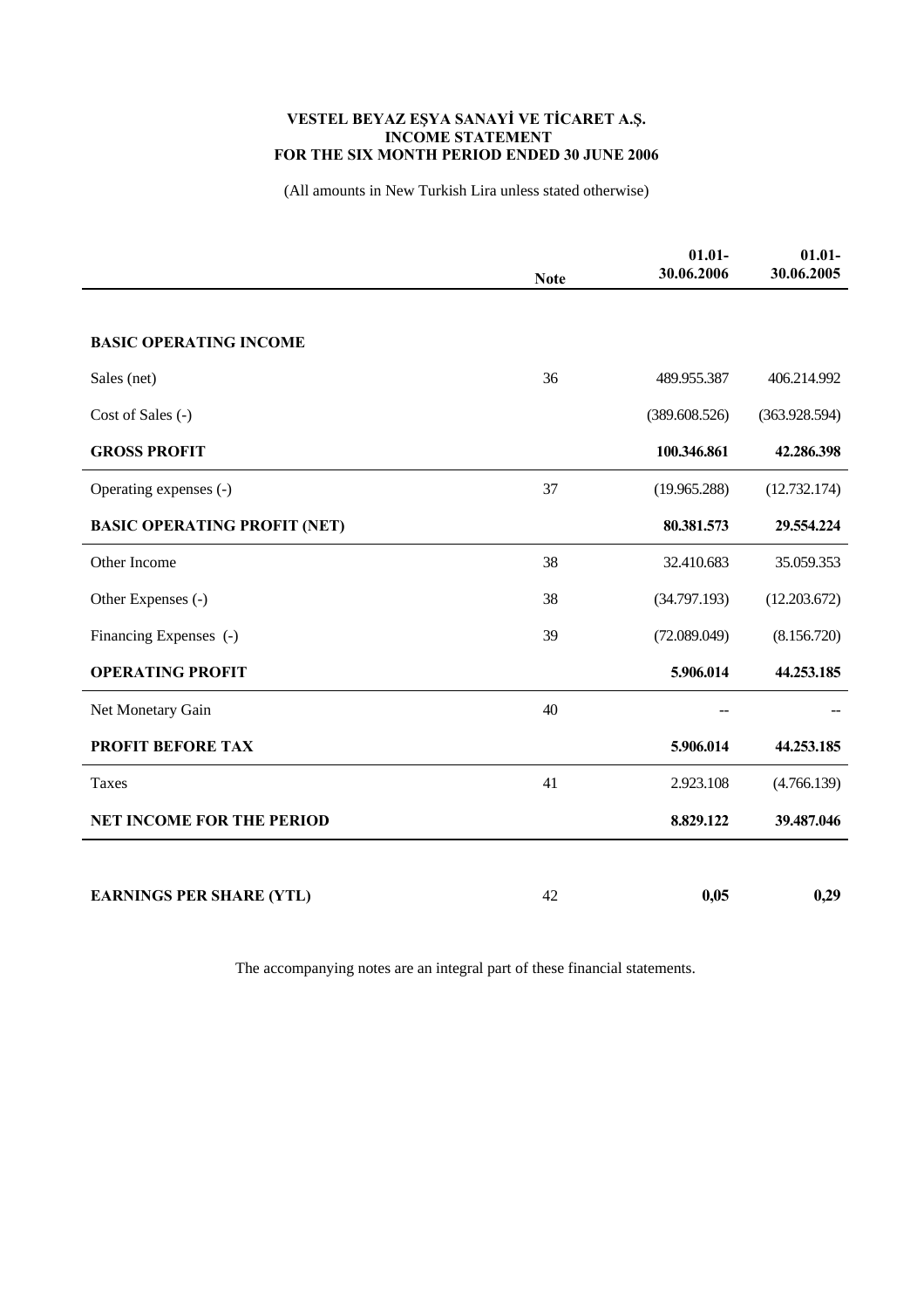**VESTEL BEYAZ EŞYA SANAYİ VE TİCARET A.Ş.**
**INCOME STATEMENT**
**FOR THE SIX MONTH PERIOD ENDED 30 JUNE 2006**

(All amounts in New Turkish Lira unless stated otherwise)

| | Note | 01.01-30.06.2006 | 01.01-30.06.2005 |
|---|---|---|---|
| **BASIC OPERATING INCOME** | | | |
| Sales (net) | 36 | 489.955.387 | 406.214.992 |
| Cost of Sales (-) | | (389.608.526) | (363.928.594) |
| **GROSS PROFIT** | | **100.346.861** | **42.286.398** |
| Operating expenses (-) | 37 | (19.965.288) | (12.732.174) |
| **BASIC OPERATING PROFIT (NET)** | | **80.381.573** | **29.554.224** |
| Other Income | 38 | 32.410.683 | 35.059.353 |
| Other Expenses (-) | 38 | (34.797.193) | (12.203.672) |
| Financing Expenses (-) | 39 | (72.089.049) | (8.156.720) |
| **OPERATING PROFIT** | | **5.906.014** | **44.253.185** |
| Net Monetary Gain | 40 | -- | -- |
| **PROFIT BEFORE TAX** | | **5.906.014** | **44.253.185** |
| Taxes | 41 | 2.923.108 | (4.766.139) |
| **NET INCOME FOR THE PERIOD** | | **8.829.122** | **39.487.046** |
| **EARNINGS PER SHARE (YTL)** | 42 | **0,05** | **0,29** |

The accompanying notes are an integral part of these financial statements.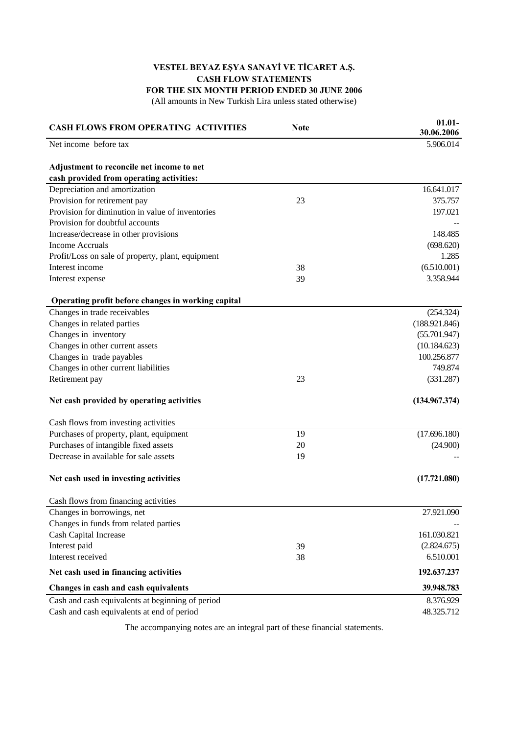# VESTEL BEYAZ EŞYA SANAYİ VE TİCARET A.Ş.
## CASH FLOW STATEMENTS
## FOR THE SIX MONTH PERIOD ENDED 30 JUNE 2006

(All amounts in New Turkish Lira unless stated otherwise)

| CASH FLOWS FROM OPERATING ACTIVITIES | Note | 01.01-30.06.2006 |
|---|---|---|
| Net income before tax | | 5.906.014 |
| | | |
| **Adjustment to reconcile net income to net cash provided from operating activities:** | | |
| Depreciation and amortization | | 16.641.017 |
| Provision for retirement pay | 23 | 375.757 |
| Provision for diminution in value of inventories | | 197.021 |
| Provision for doubtful accounts | | -- |
| Increase/decrease in other provisions | | 148.485 |
| Income Accruals | | (698.620) |
| Profit/Loss on sale of property, plant, equipment | | 1.285 |
| Interest income | 38 | (6.510.001) |
| Interest expense | 39 | 3.358.944 |
| | | |
| **Operating profit before changes in working capital** | | |
| Changes in trade receivables | | (254.324) |
| Changes in related parties | | (188.921.846) |
| Changes in inventory | | (55.701.947) |
| Changes in other current assets | | (10.184.623) |
| Changes in trade payables | | 100.256.877 |
| Changes in other current liabilities | | 749.874 |
| Retirement pay | 23 | (331.287) |
| | | |
| **Net cash provided by operating activities** | | **(134.967.374)** |
| | | |
| Cash flows from investing activities | | |
| Purchases of property, plant, equipment | 19 | (17.696.180) |
| Purchases of intangible fixed assets | 20 | (24.900) |
| Decrease in available for sale assets | 19 | -- |
| | | |
| **Net cash used in investing activities** | | **(17.721.080)** |
| | | |
| Cash flows from financing activities | | |
| Changes in borrowings, net | | 27.921.090 |
| Changes in funds from related parties | | -- |
| Cash Capital Increase | | 161.030.821 |
| Interest paid | 39 | (2.824.675) |
| Interest received | 38 | 6.510.001 |
| **Net cash used in financing activities** | | **192.637.237** |
| **Changes in cash and cash equivalents** | | **39.948.783** |
| Cash and cash equivalents at beginning of period | | 8.376.929 |
| Cash and cash equivalents at end of period | | 48.325.712 |

The accompanying notes are an integral part of these financial statements.